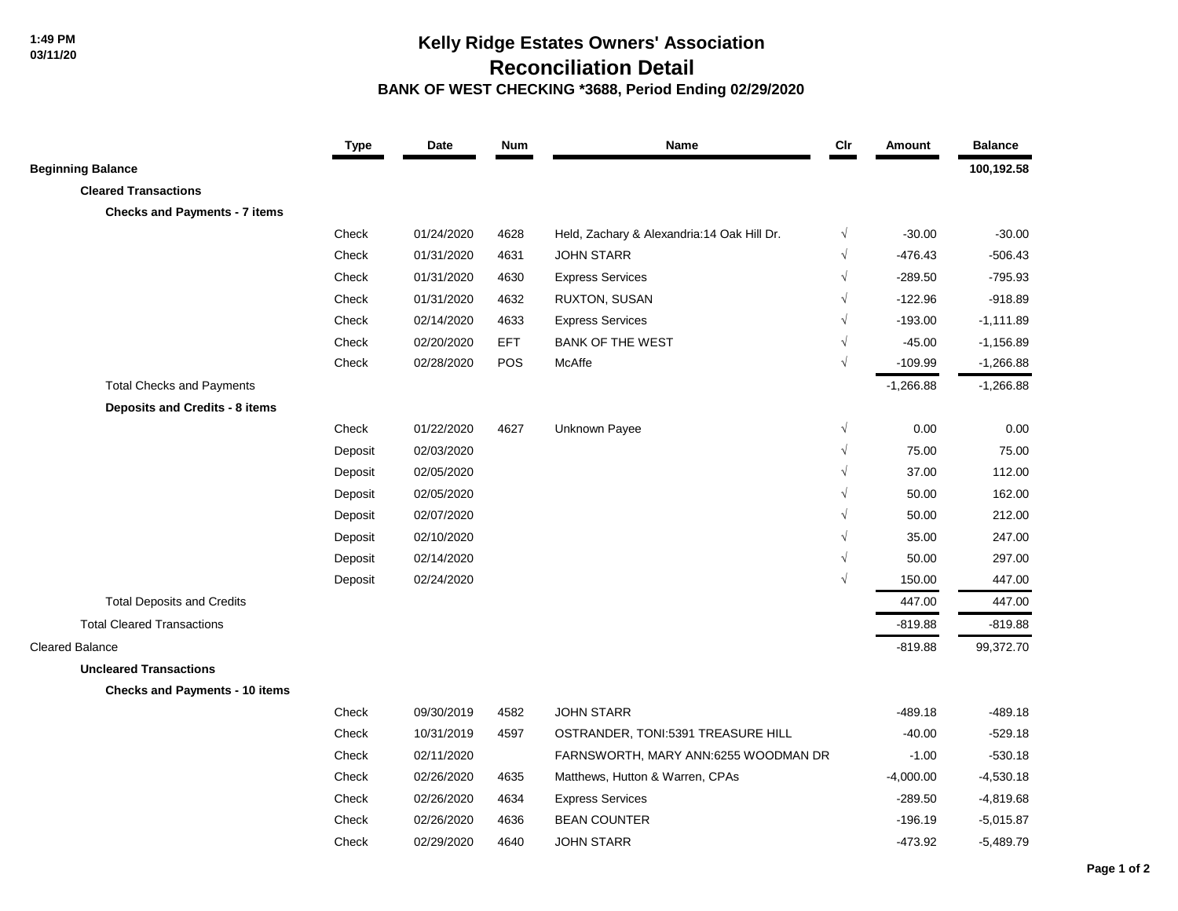1:49 PM
03/11/20

# Kelly Ridge Estates Owners' Association
## Reconciliation Detail
### BANK OF WEST CHECKING *3688, Period Ending 02/29/2020

| | Type | Date | Num | Name | Clr | Amount | Balance |
|---|---|---|---|---|---|---|---|
| **Beginning Balance** | | | | | | | 100,192.58 |
| **Cleared Transactions** | | | | | | | |
| **Checks and Payments - 7 items** | | | | | | | |
| | Check | 01/24/2020 | 4628 | Held, Zachary & Alexandria:14 Oak Hill Dr. | √ | -30.00 | -30.00 |
| | Check | 01/31/2020 | 4631 | JOHN STARR | √ | -476.43 | -506.43 |
| | Check | 01/31/2020 | 4630 | Express Services | √ | -289.50 | -795.93 |
| | Check | 01/31/2020 | 4632 | RUXTON, SUSAN | √ | -122.96 | -918.89 |
| | Check | 02/14/2020 | 4633 | Express Services | √ | -193.00 | -1,111.89 |
| | Check | 02/20/2020 | EFT | BANK OF THE WEST | √ | -45.00 | -1,156.89 |
| | Check | 02/28/2020 | POS | McAffe | √ | -109.99 | -1,266.88 |
| Total Checks and Payments | | | | | | -1,266.88 | -1,266.88 |
| **Deposits and Credits - 8 items** | | | | | | | |
| | Check | 01/22/2020 | 4627 | Unknown Payee | √ | 0.00 | 0.00 |
| | Deposit | 02/03/2020 | | | √ | 75.00 | 75.00 |
| | Deposit | 02/05/2020 | | | √ | 37.00 | 112.00 |
| | Deposit | 02/05/2020 | | | √ | 50.00 | 162.00 |
| | Deposit | 02/07/2020 | | | √ | 50.00 | 212.00 |
| | Deposit | 02/10/2020 | | | √ | 35.00 | 247.00 |
| | Deposit | 02/14/2020 | | | √ | 50.00 | 297.00 |
| | Deposit | 02/24/2020 | | | √ | 150.00 | 447.00 |
| Total Deposits and Credits | | | | | | 447.00 | 447.00 |
| Total Cleared Transactions | | | | | | -819.88 | -819.88 |
| Cleared Balance | | | | | | -819.88 | 99,372.70 |
| **Uncleared Transactions** | | | | | | | |
| **Checks and Payments - 10 items** | | | | | | | |
| | Check | 09/30/2019 | 4582 | JOHN STARR | | -489.18 | -489.18 |
| | Check | 10/31/2019 | 4597 | OSTRANDER, TONI:5391 TREASURE HILL | | -40.00 | -529.18 |
| | Check | 02/11/2020 | | FARNSWORTH, MARY ANN:6255 WOODMAN DR | | -1.00 | -530.18 |
| | Check | 02/26/2020 | 4635 | Matthews, Hutton & Warren, CPAs | | -4,000.00 | -4,530.18 |
| | Check | 02/26/2020 | 4634 | Express Services | | -289.50 | -4,819.68 |
| | Check | 02/26/2020 | 4636 | BEAN COUNTER | | -196.19 | -5,015.87 |
| | Check | 02/29/2020 | 4640 | JOHN STARR | | -473.92 | -5,489.79 |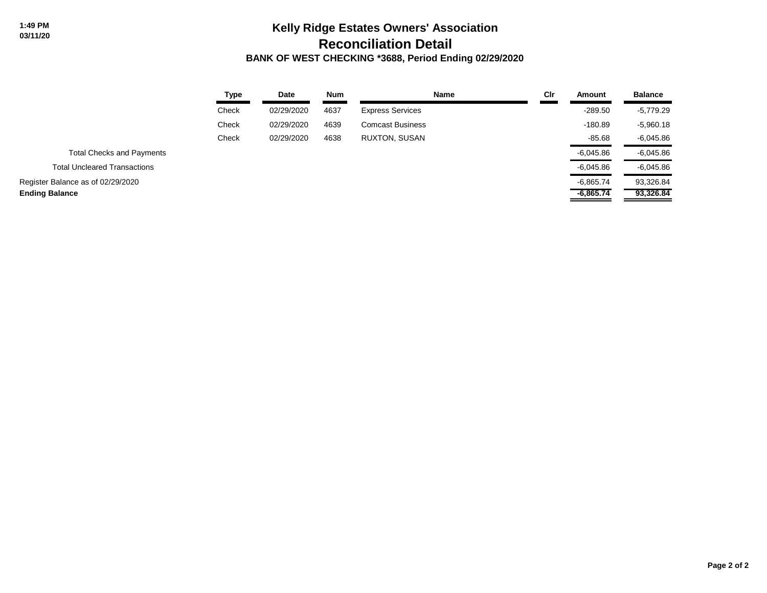# Kelly Ridge Estates Owners' Association
## Reconciliation Detail
### BANK OF WEST CHECKING *3688, Period Ending 02/29/2020

| | Type | Date | Num | Name | Clr | Amount | Balance |
|---|---|---|---|---|---|---|---|
| | Check | 02/29/2020 | 4637 | Express Services | | -289.50 | -5,779.29 |
| | Check | 02/29/2020 | 4639 | Comcast Business | | -180.89 | -5,960.18 |
| | Check | 02/29/2020 | 4638 | RUXTON, SUSAN | | -85.68 | -6,045.86 |
| Total Checks and Payments | | | | | | -6,045.86 | -6,045.86 |
| Total Uncleared Transactions | | | | | | -6,045.86 | -6,045.86 |
| Register Balance as of 02/29/2020 | | | | | | -6,865.74 | 93,326.84 |
| **Ending Balance** | | | | | | **-6,865.74** | **93,326.84** |